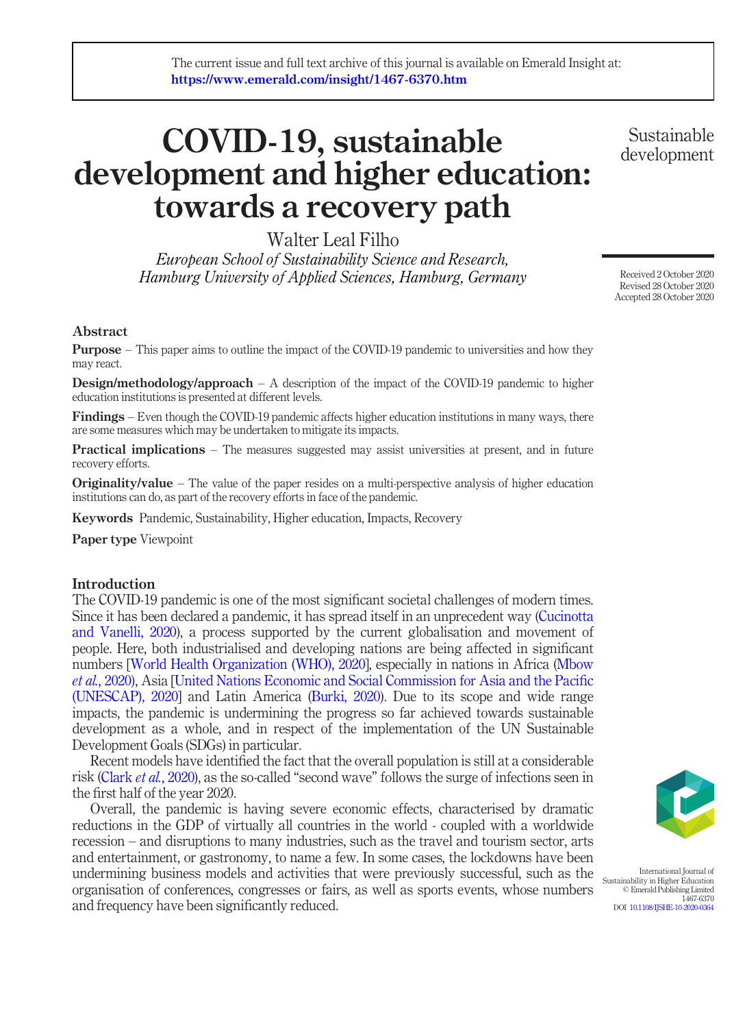The current issue and full text archive of this journal is available on Emerald Insight at: https://www.emerald.com/insight/1467-6370.htm

# COVID-19, sustainable development and higher education: towards a recovery path

Walter Leal Filho

*European School of Sustainability Science and Research, Hamburg University of Applied Sciences, Hamburg, Germany*

Received 2 October 2020
Revised 28 October 2020
Accepted 28 October 2020

## Abstract

**Purpose** – This paper aims to outline the impact of the COVID-19 pandemic to universities and how they may react.

**Design/methodology/approach** – A description of the impact of the COVID-19 pandemic to higher education institutions is presented at different levels.

**Findings** – Even though the COVID-19 pandemic affects higher education institutions in many ways, there are some measures which may be undertaken to mitigate its impacts.

**Practical implications** – The measures suggested may assist universities at present, and in future recovery efforts.

**Originality/value** – The value of the paper resides on a multi-perspective analysis of higher education institutions can do, as part of the recovery efforts in face of the pandemic.

**Keywords** Pandemic, Sustainability, Higher education, Impacts, Recovery

**Paper type** Viewpoint

## Introduction

The COVID-19 pandemic is one of the most significant societal challenges of modern times. Since it has been declared a pandemic, it has spread itself in an unprecedent way (Cucinotta and Vanelli, 2020), a process supported by the current globalisation and movement of people. Here, both industrialised and developing nations are being affected in significant numbers [World Health Organization (WHO), 2020], especially in nations in Africa (Mbow *et al.*, 2020), Asia [United Nations Economic and Social Commission for Asia and the Pacific (UNESCAP), 2020] and Latin America (Burki, 2020). Due to its scope and wide range impacts, the pandemic is undermining the progress so far achieved towards sustainable development as a whole, and in respect of the implementation of the UN Sustainable Development Goals (SDGs) in particular.

Recent models have identified the fact that the overall population is still at a considerable risk (Clark *et al.*, 2020), as the so-called "second wave" follows the surge of infections seen in the first half of the year 2020.

Overall, the pandemic is having severe economic effects, characterised by dramatic reductions in the GDP of virtually all countries in the world - coupled with a worldwide recession – and disruptions to many industries, such as the travel and tourism sector, arts and entertainment, or gastronomy, to name a few. In some cases, the lockdowns have been undermining business models and activities that were previously successful, such as the organisation of conferences, congresses or fairs, as well as sports events, whose numbers and frequency have been significantly reduced.

International Journal of Sustainability in Higher Education
© Emerald Publishing Limited
1467-6370
DOI 10.1108/IJSHE-10-2020-0364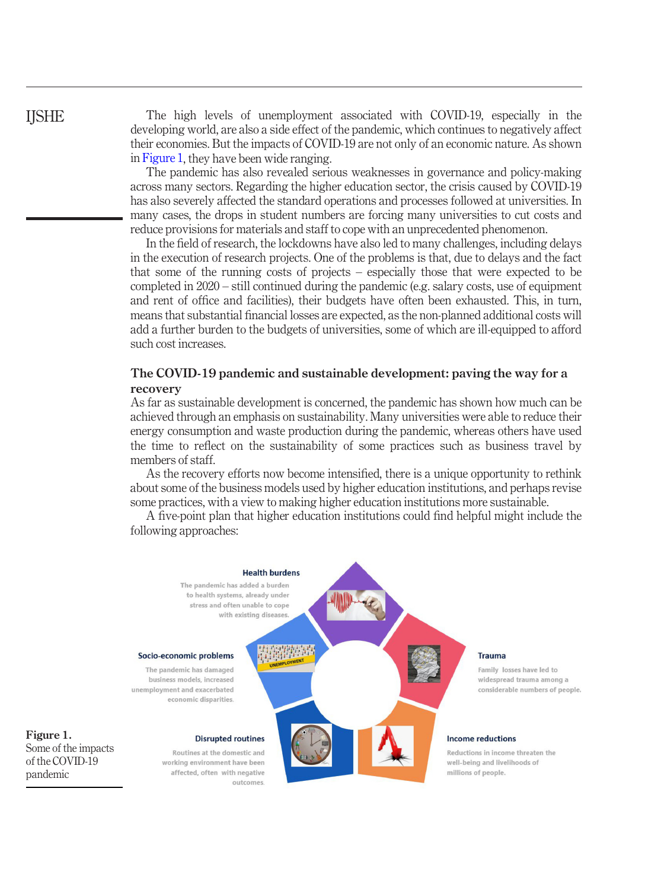The high levels of unemployment associated with COVID-19, especially in the developing world, are also a side effect of the pandemic, which continues to negatively affect their economies. But the impacts of COVID-19 are not only of an economic nature. As shown in Figure 1, they have been wide ranging.

The pandemic has also revealed serious weaknesses in governance and policy-making across many sectors. Regarding the higher education sector, the crisis caused by COVID-19 has also severely affected the standard operations and processes followed at universities. In many cases, the drops in student numbers are forcing many universities to cut costs and reduce provisions for materials and staff to cope with an unprecedented phenomenon.

In the field of research, the lockdowns have also led to many challenges, including delays in the execution of research projects. One of the problems is that, due to delays and the fact that some of the running costs of projects – especially those that were expected to be completed in 2020 – still continued during the pandemic (e.g. salary costs, use of equipment and rent of office and facilities), their budgets have often been exhausted. This, in turn, means that substantial financial losses are expected, as the non-planned additional costs will add a further burden to the budgets of universities, some of which are ill-equipped to afford such cost increases.

## The COVID-19 pandemic and sustainable development: paving the way for a recovery

As far as sustainable development is concerned, the pandemic has shown how much can be achieved through an emphasis on sustainability. Many universities were able to reduce their energy consumption and waste production during the pandemic, whereas others have used the time to reflect on the sustainability of some practices such as business travel by members of staff.

As the recovery efforts now become intensified, there is a unique opportunity to rethink about some of the business models used by higher education institutions, and perhaps revise some practices, with a view to making higher education institutions more sustainable.

A five-point plan that higher education institutions could find helpful might include the following approaches:

**Health burdens**
The pandemic has added a burden to health systems, already under stress and often unable to cope with existing diseases.

**Socio-economic problems**
The pandemic has damaged business models, increased unemployment and exacerbated economic disparities.

**Trauma**
Family losses have led to widespread trauma among a considerable numbers of people.

**Disrupted routines**
Routines at the domestic and working environment have been affected, often with negative outcomes.

**Income reductions**
Reductions in income threaten the well-being and livelihoods of millions of people.

**Figure 1.** Some of the impacts of the COVID-19 pandemic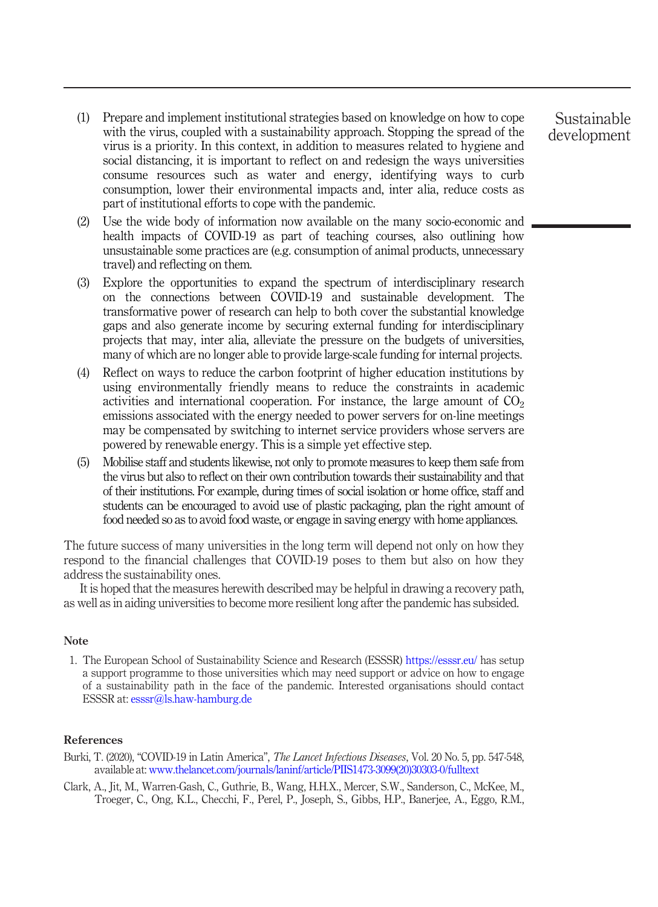(1) Prepare and implement institutional strategies based on knowledge on how to cope with the virus, coupled with a sustainability approach. Stopping the spread of the virus is a priority. In this context, in addition to measures related to hygiene and social distancing, it is important to reflect on and redesign the ways universities consume resources such as water and energy, identifying ways to curb consumption, lower their environmental impacts and, inter alia, reduce costs as part of institutional efforts to cope with the pandemic.

(2) Use the wide body of information now available on the many socio-economic and health impacts of COVID-19 as part of teaching courses, also outlining how unsustainable some practices are (e.g. consumption of animal products, unnecessary travel) and reflecting on them.

(3) Explore the opportunities to expand the spectrum of interdisciplinary research on the connections between COVID-19 and sustainable development. The transformative power of research can help to both cover the substantial knowledge gaps and also generate income by securing external funding for interdisciplinary projects that may, inter alia, alleviate the pressure on the budgets of universities, many of which are no longer able to provide large-scale funding for internal projects.

(4) Reflect on ways to reduce the carbon footprint of higher education institutions by using environmentally friendly means to reduce the constraints in academic activities and international cooperation. For instance, the large amount of $CO_2$ emissions associated with the energy needed to power servers for on-line meetings may be compensated by switching to internet service providers whose servers are powered by renewable energy. This is a simple yet effective step.

(5) Mobilise staff and students likewise, not only to promote measures to keep them safe from the virus but also to reflect on their own contribution towards their sustainability and that of their institutions. For example, during times of social isolation or home office, staff and students can be encouraged to avoid use of plastic packaging, plan the right amount of food needed so as to avoid food waste, or engage in saving energy with home appliances.

The future success of many universities in the long term will depend not only on how they respond to the financial challenges that COVID-19 poses to them but also on how they address the sustainability ones.

It is hoped that the measures herewith described may be helpful in drawing a recovery path, as well as in aiding universities to become more resilient long after the pandemic has subsided.

## Note

1. The European School of Sustainability Science and Research (ESSSR) https://esssr.eu/ has setup a support programme to those universities which may need support or advice on how to engage of a sustainability path in the face of the pandemic. Interested organisations should contact ESSSR at: esssr@ls.haw-hamburg.de

## References

Burki, T. (2020), "COVID-19 in Latin America", *The Lancet Infectious Diseases*, Vol. 20 No. 5, pp. 547-548, available at: www.thelancet.com/journals/laninf/article/PIIS1473-3099(20)30303-0/fulltext

Clark, A., Jit, M., Warren-Gash, C., Guthrie, B., Wang, H.H.X., Mercer, S.W., Sanderson, C., McKee, M., Troeger, C., Ong, K.L., Checchi, F., Perel, P., Joseph, S., Gibbs, H.P., Banerjee, A., Eggo, R.M.,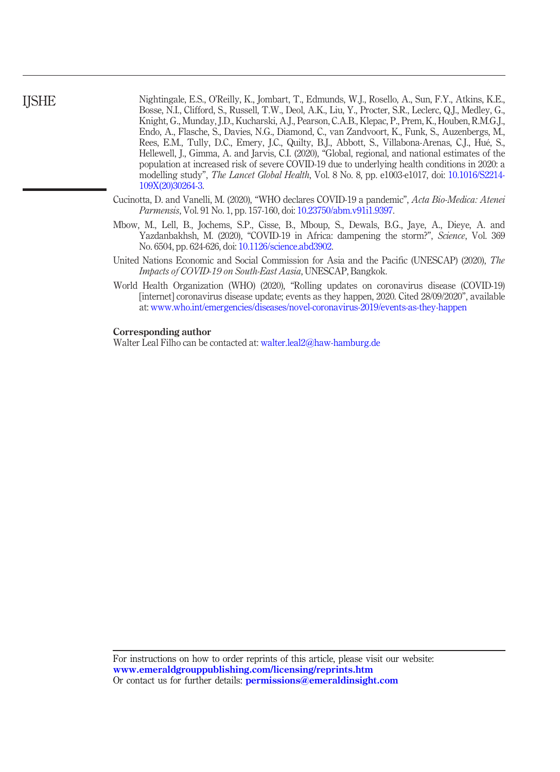Nightingale, E.S., O'Reilly, K., Jombart, T., Edmunds, W.J., Rosello, A., Sun, F.Y., Atkins, K.E., Bosse, N.I., Clifford, S., Russell, T.W., Deol, A.K., Liu, Y., Procter, S.R., Leclerc, Q.J., Medley, G., Knight, G., Munday, J.D., Kucharski, A.J., Pearson, C.A.B., Klepac, P., Prem, K., Houben, R.M.G.J., Endo, A., Flasche, S., Davies, N.G., Diamond, C., van Zandvoort, K., Funk, S., Auzenbergs, M., Rees, E.M., Tully, D.C., Emery, J.C., Quilty, B.J., Abbott, S., Villabona-Arenas, C.J., Hué, S., Hellewell, J., Gimma, A. and Jarvis, C.I. (2020), "Global, regional, and national estimates of the population at increased risk of severe COVID-19 due to underlying health conditions in 2020: a modelling study", *The Lancet Global Health*, Vol. 8 No. 8, pp. e1003-e1017, doi: 10.1016/S2214-109X(20)30264-3.

Cucinotta, D. and Vanelli, M. (2020), "WHO declares COVID-19 a pandemic", *Acta Bio-Medica: Atenei Parmensis*, Vol. 91 No. 1, pp. 157-160, doi: 10.23750/abm.v91i1.9397.

Mbow, M., Lell, B., Jochems, S.P., Cisse, B., Mboup, S., Dewals, B.G., Jaye, A., Dieye, A. and Yazdanbakhsh, M. (2020), "COVID-19 in Africa: dampening the storm?", *Science*, Vol. 369 No. 6504, pp. 624-626, doi: 10.1126/science.abd3902.

United Nations Economic and Social Commission for Asia and the Pacific (UNESCAP) (2020), *The Impacts of COVID-19 on South-East Aasia*, UNESCAP, Bangkok.

World Health Organization (WHO) (2020), "Rolling updates on coronavirus disease (COVID-19) [internet] coronavirus disease update; events as they happen, 2020. Cited 28/09/2020", available at: www.who.int/emergencies/diseases/novel-coronavirus-2019/events-as-they-happen

**Corresponding author**

Walter Leal Filho can be contacted at: walter.leal2@haw-hamburg.de

For instructions on how to order reprints of this article, please visit our website:
**www.emeraldgrouppublishing.com/licensing/reprints.htm**
Or contact us for further details: **permissions@emeraldinsight.com**